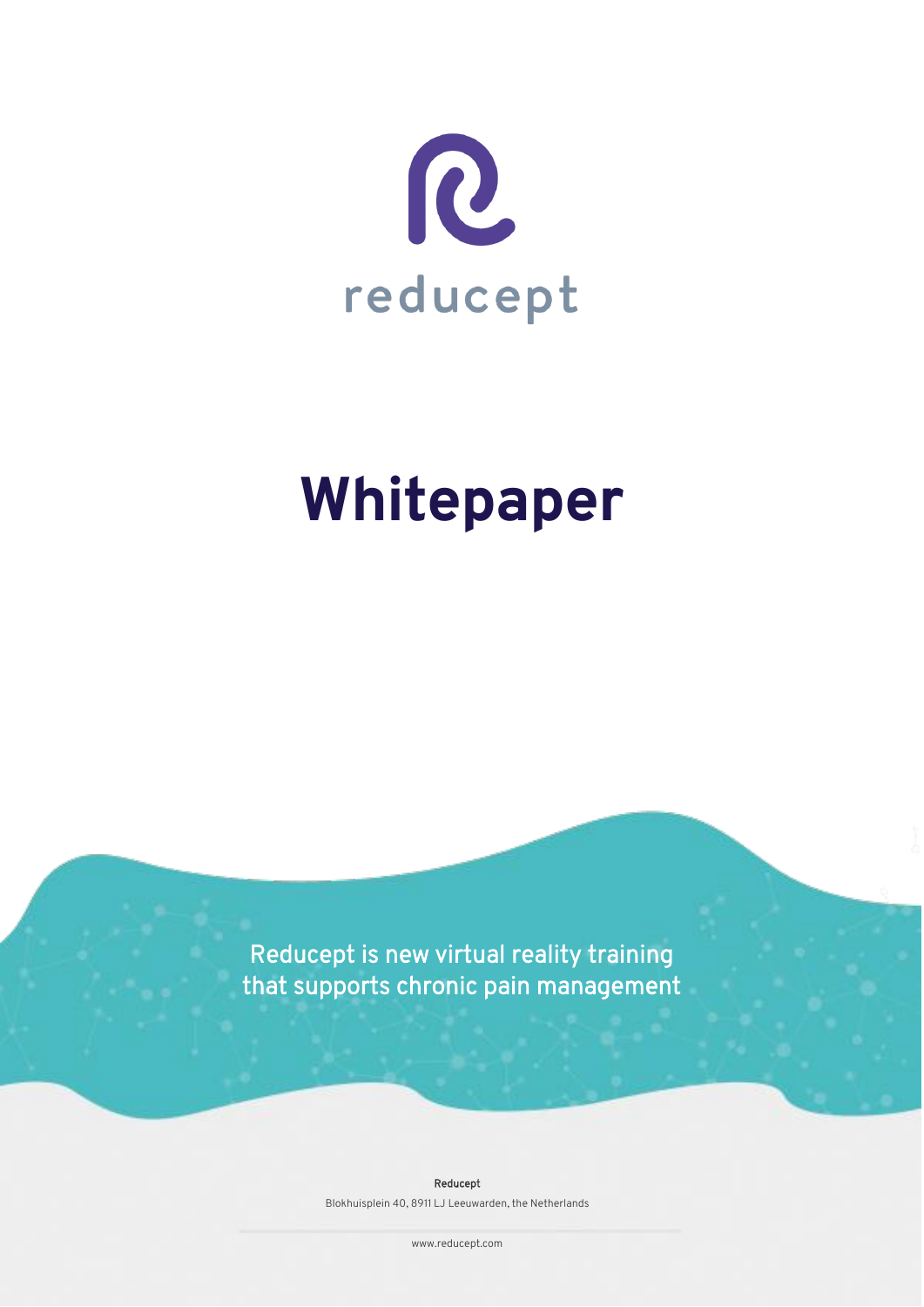reducept

# Whitepaper

Reducept is new virtual reality training that supports chronic pain management

**Reducept**

Blokhuisplein 40, 8911 LJ Leeuwarden, the Netherlands

www.reducept.com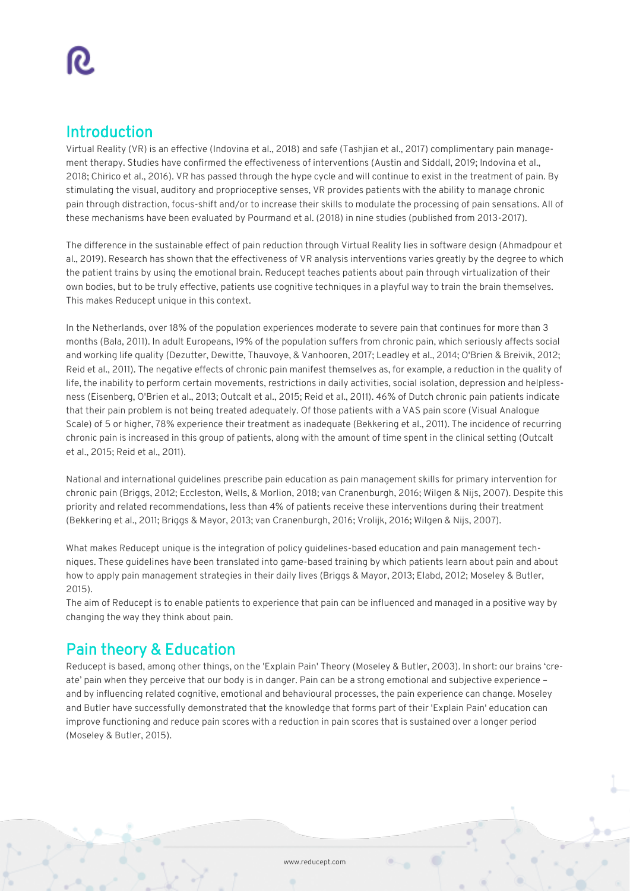## Introduction

Virtual Reality (VR) is an effective (Indovina et al., 2018) and safe (Tashjian et al., 2017) complimentary pain management therapy. Studies have confirmed the effectiveness of interventions (Austin and Siddall, 2019; Indovina et al., 2018; Chirico et al., 2016). VR has passed through the hype cycle and will continue to exist in the treatment of pain. By stimulating the visual, auditory and proprioceptive senses, VR provides patients with the ability to manage chronic pain through distraction, focus-shift and/or to increase their skills to modulate the processing of pain sensations. All of these mechanisms have been evaluated by Pourmand et al. (2018) in nine studies (published from 2013-2017).

The difference in the sustainable effect of pain reduction through Virtual Reality lies in software design (Ahmadpour et al., 2019). Research has shown that the effectiveness of VR analysis interventions varies greatly by the degree to which the patient trains by using the emotional brain. Reducept teaches patients about pain through virtualization of their own bodies, but to be truly effective, patients use cognitive techniques in a playful way to train the brain themselves. This makes Reducept unique in this context.

In the Netherlands, over 18% of the population experiences moderate to severe pain that continues for more than 3 months (Bala, 2011). In adult Europeans, 19% of the population suffers from chronic pain, which seriously affects social and working life quality (Dezutter, Dewitte, Thauvoye, & Vanhooren, 2017; Leadley et al., 2014; O'Brien & Breivik, 2012; Reid et al., 2011). The negative effects of chronic pain manifest themselves as, for example, a reduction in the quality of life, the inability to perform certain movements, restrictions in daily activities, social isolation, depression and helplessness (Eisenberg, O'Brien et al., 2013; Outcalt et al., 2015; Reid et al., 2011). 46% of Dutch chronic pain patients indicate that their pain problem is not being treated adequately. Of those patients with a VAS pain score (Visual Analogue Scale) of 5 or higher, 78% experience their treatment as inadequate (Bekkering et al., 2011). The incidence of recurring chronic pain is increased in this group of patients, along with the amount of time spent in the clinical setting (Outcalt et al., 2015; Reid et al., 2011).

National and international guidelines prescribe pain education as pain management skills for primary intervention for chronic pain (Briggs, 2012; Eccleston, Wells, & Morlion, 2018; van Cranenburgh, 2016; Wilgen & Nijs, 2007). Despite this priority and related recommendations, less than 4% of patients receive these interventions during their treatment (Bekkering et al., 2011; Briggs & Mayor, 2013; van Cranenburgh, 2016; Vrolijk, 2016; Wilgen & Nijs, 2007).

What makes Reducept unique is the integration of policy guidelines-based education and pain management techniques. These guidelines have been translated into game-based training by which patients learn about pain and about how to apply pain management strategies in their daily lives (Briggs & Mayor, 2013; Elabd, 2012; Moseley & Butler, 2015).

The aim of Reducept is to enable patients to experience that pain can be influenced and managed in a positive way by changing the way they think about pain.

## Pain theory & Education

Reducept is based, among other things, on the 'Explain Pain' Theory (Moseley & Butler, 2003). In short: our brains 'create' pain when they perceive that our body is in danger. Pain can be a strong emotional and subjective experience – and by influencing related cognitive, emotional and behavioural processes, the pain experience can change. Moseley and Butler have successfully demonstrated that the knowledge that forms part of their 'Explain Pain' education can improve functioning and reduce pain scores with a reduction in pain scores that is sustained over a longer period (Moseley & Butler, 2015).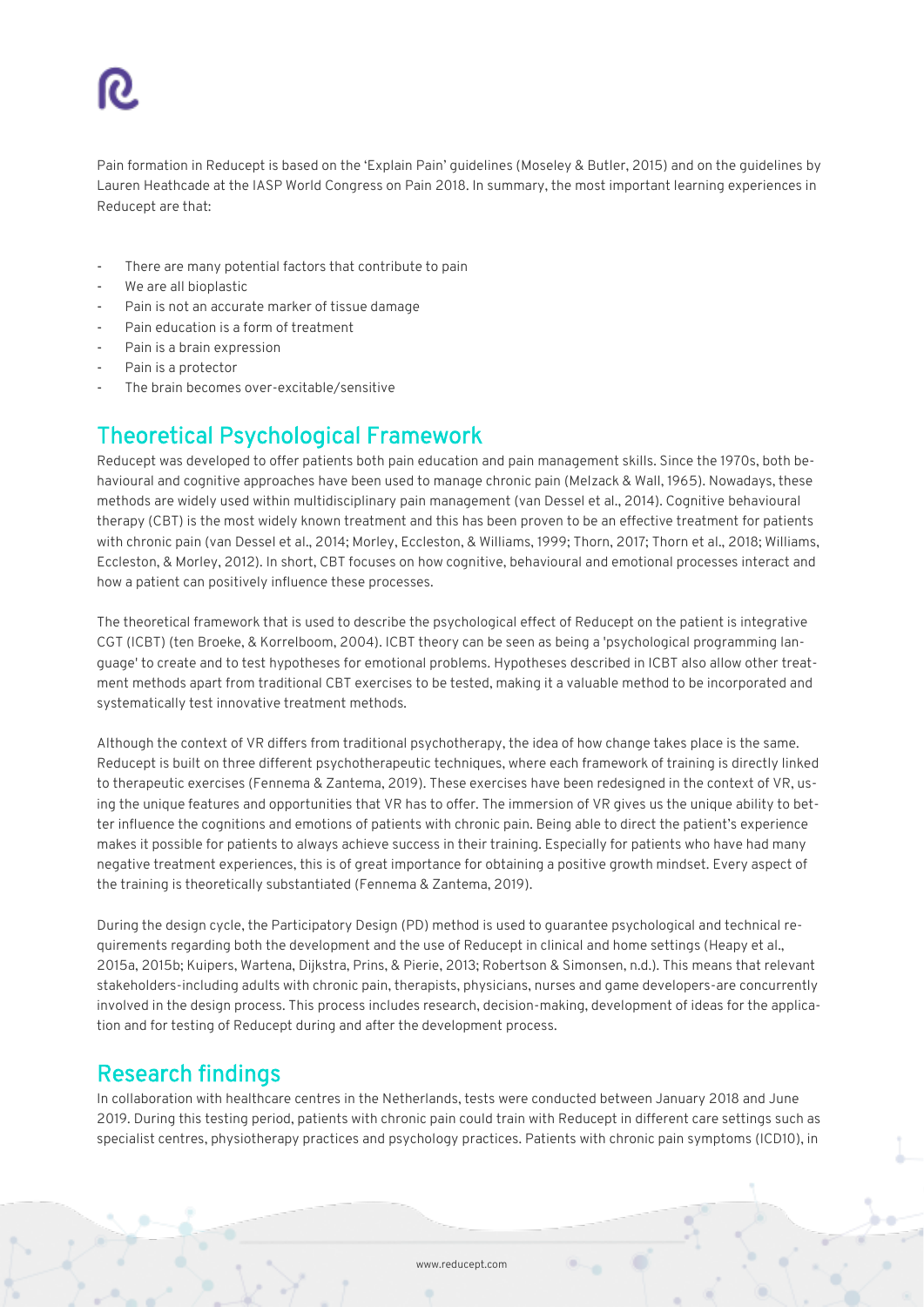Pain formation in Reducept is based on the 'Explain Pain' guidelines (Moseley & Butler, 2015) and on the guidelines by Lauren Heathcade at the IASP World Congress on Pain 2018. In summary, the most important learning experiences in Reducept are that:

- There are many potential factors that contribute to pain
- We are all bioplastic
- Pain is not an accurate marker of tissue damage
- Pain education is a form of treatment
- Pain is a brain expression
- Pain is a protector
- The brain becomes over-excitable/sensitive

## Theoretical Psychological Framework

Reducept was developed to offer patients both pain education and pain management skills. Since the 1970s, both behavioural and cognitive approaches have been used to manage chronic pain (Melzack & Wall, 1965). Nowadays, these methods are widely used within multidisciplinary pain management (van Dessel et al., 2014). Cognitive behavioural therapy (CBT) is the most widely known treatment and this has been proven to be an effective treatment for patients with chronic pain (van Dessel et al., 2014; Morley, Eccleston, & Williams, 1999; Thorn, 2017; Thorn et al., 2018; Williams, Eccleston, & Morley, 2012). In short, CBT focuses on how cognitive, behavioural and emotional processes interact and how a patient can positively influence these processes.

The theoretical framework that is used to describe the psychological effect of Reducept on the patient is integrative CGT (ICBT) (ten Broeke, & Korrelboom, 2004). ICBT theory can be seen as being a 'psychological programming language' to create and to test hypotheses for emotional problems. Hypotheses described in ICBT also allow other treatment methods apart from traditional CBT exercises to be tested, making it a valuable method to be incorporated and systematically test innovative treatment methods.

Although the context of VR differs from traditional psychotherapy, the idea of how change takes place is the same. Reducept is built on three different psychotherapeutic techniques, where each framework of training is directly linked to therapeutic exercises (Fennema & Zantema, 2019). These exercises have been redesigned in the context of VR, using the unique features and opportunities that VR has to offer. The immersion of VR gives us the unique ability to better influence the cognitions and emotions of patients with chronic pain. Being able to direct the patient's experience makes it possible for patients to always achieve success in their training. Especially for patients who have had many negative treatment experiences, this is of great importance for obtaining a positive growth mindset. Every aspect of the training is theoretically substantiated (Fennema & Zantema, 2019).

During the design cycle, the Participatory Design (PD) method is used to guarantee psychological and technical requirements regarding both the development and the use of Reducept in clinical and home settings (Heapy et al., 2015a, 2015b; Kuipers, Wartena, Dijkstra, Prins, & Pierie, 2013; Robertson & Simonsen, n.d.). This means that relevant stakeholders-including adults with chronic pain, therapists, physicians, nurses and game developers-are concurrently involved in the design process. This process includes research, decision-making, development of ideas for the application and for testing of Reducept during and after the development process.

## Research findings

In collaboration with healthcare centres in the Netherlands, tests were conducted between January 2018 and June 2019. During this testing period, patients with chronic pain could train with Reducept in different care settings such as specialist centres, physiotherapy practices and psychology practices. Patients with chronic pain symptoms (ICD10), in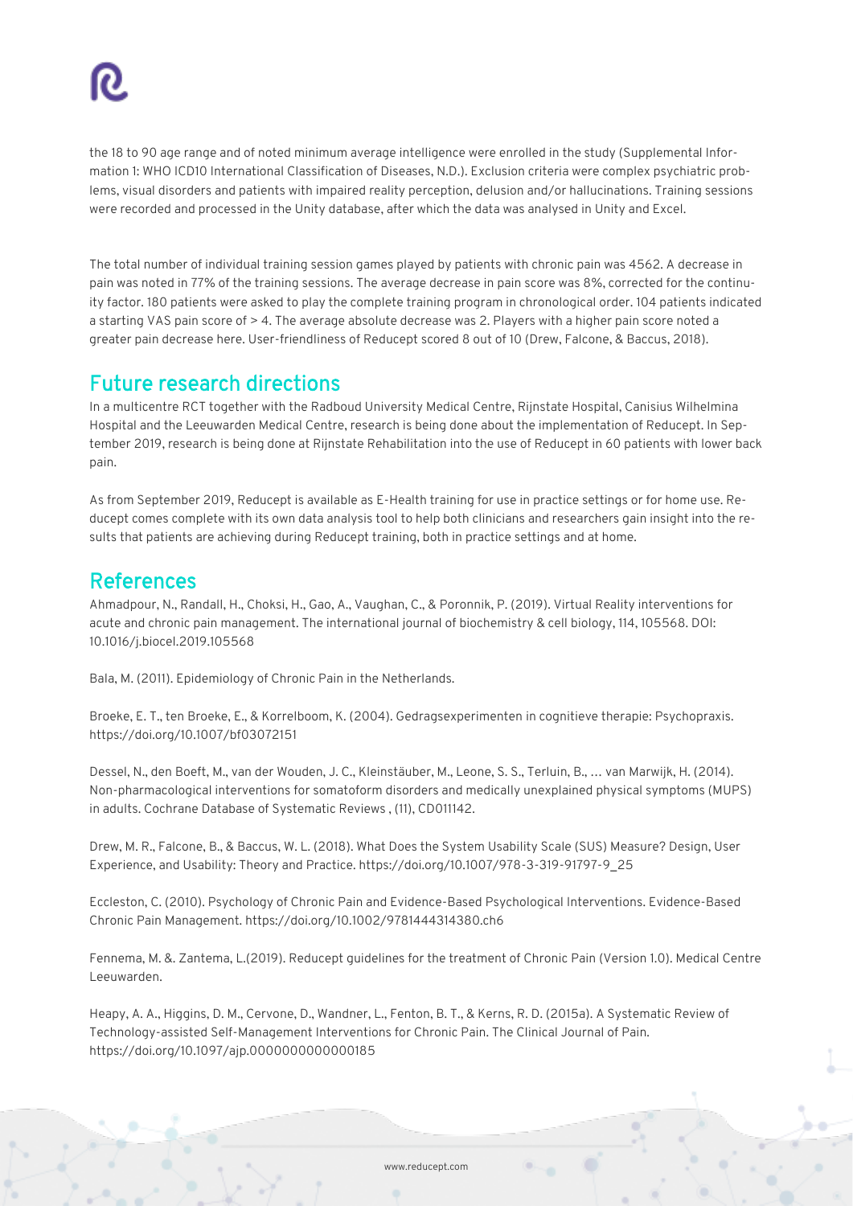the 18 to 90 age range and of noted minimum average intelligence were enrolled in the study (Supplemental Information 1: WHO ICD10 International Classification of Diseases, N.D.). Exclusion criteria were complex psychiatric problems, visual disorders and patients with impaired reality perception, delusion and/or hallucinations. Training sessions were recorded and processed in the Unity database, after which the data was analysed in Unity and Excel.

The total number of individual training session games played by patients with chronic pain was 4562. A decrease in pain was noted in 77% of the training sessions. The average decrease in pain score was 8%, corrected for the continuity factor. 180 patients were asked to play the complete training program in chronological order. 104 patients indicated a starting VAS pain score of > 4. The average absolute decrease was 2. Players with a higher pain score noted a greater pain decrease here. User-friendliness of Reducept scored 8 out of 10 (Drew, Falcone, & Baccus, 2018).

## Future research directions

In a multicentre RCT together with the Radboud University Medical Centre, Rijnstate Hospital, Canisius Wilhelmina Hospital and the Leeuwarden Medical Centre, research is being done about the implementation of Reducept. In September 2019, research is being done at Rijnstate Rehabilitation into the use of Reducept in 60 patients with lower back pain.

As from September 2019, Reducept is available as E-Health training for use in practice settings or for home use. Reducept comes complete with its own data analysis tool to help both clinicians and researchers gain insight into the results that patients are achieving during Reducept training, both in practice settings and at home.

## References

Ahmadpour, N., Randall, H., Choksi, H., Gao, A., Vaughan, C., & Poronnik, P. (2019). Virtual Reality interventions for acute and chronic pain management. The international journal of biochemistry & cell biology, 114, 105568. DOI: 10.1016/j.biocel.2019.105568

Bala, M. (2011). Epidemiology of Chronic Pain in the Netherlands.

Broeke, E. T., ten Broeke, E., & Korrelboom, K. (2004). Gedragsexperimenten in cognitieve therapie: Psychopraxis. https://doi.org/10.1007/bf03072151

Dessel, N., den Boeft, M., van der Wouden, J. C., Kleinstäuber, M., Leone, S. S., Terluin, B., … van Marwijk, H. (2014). Non-pharmacological interventions for somatoform disorders and medically unexplained physical symptoms (MUPS) in adults. Cochrane Database of Systematic Reviews , (11), CD011142.

Drew, M. R., Falcone, B., & Baccus, W. L. (2018). What Does the System Usability Scale (SUS) Measure? Design, User Experience, and Usability: Theory and Practice. https://doi.org/10.1007/978-3-319-91797-9_25

Eccleston, C. (2010). Psychology of Chronic Pain and Evidence-Based Psychological Interventions. Evidence-Based Chronic Pain Management. https://doi.org/10.1002/9781444314380.ch6

Fennema, M. &. Zantema, L.(2019). Reducept guidelines for the treatment of Chronic Pain (Version 1.0). Medical Centre Leeuwarden.

Heapy, A. A., Higgins, D. M., Cervone, D., Wandner, L., Fenton, B. T., & Kerns, R. D. (2015a). A Systematic Review of Technology-assisted Self-Management Interventions for Chronic Pain. The Clinical Journal of Pain. https://doi.org/10.1097/ajp.0000000000000185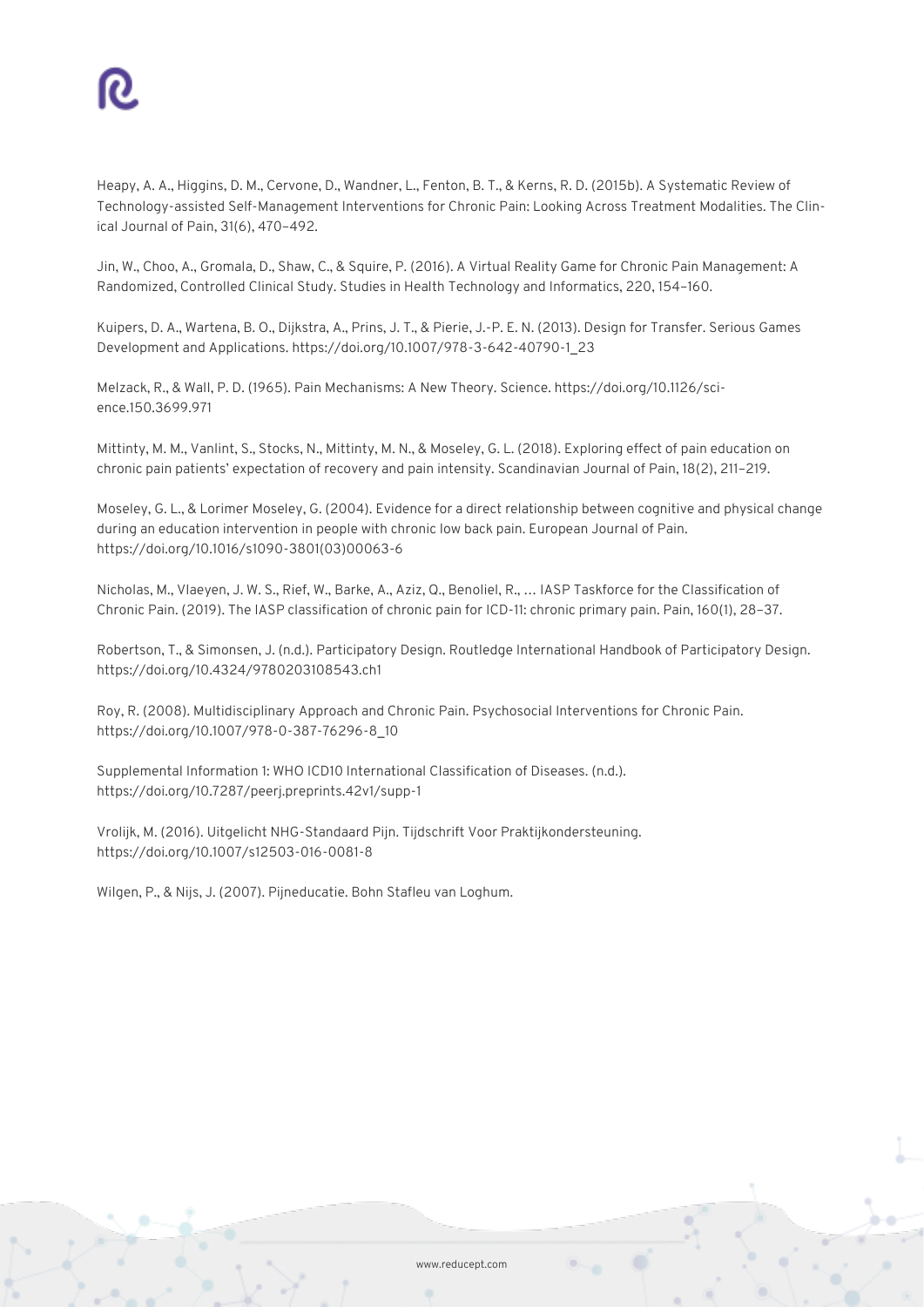Heapy, A. A., Higgins, D. M., Cervone, D., Wandner, L., Fenton, B. T., & Kerns, R. D. (2015b). A Systematic Review of Technology-assisted Self-Management Interventions for Chronic Pain: Looking Across Treatment Modalities. The Clinical Journal of Pain, 31(6), 470–492.

Jin, W., Choo, A., Gromala, D., Shaw, C., & Squire, P. (2016). A Virtual Reality Game for Chronic Pain Management: A Randomized, Controlled Clinical Study. Studies in Health Technology and Informatics, 220, 154–160.

Kuipers, D. A., Wartena, B. O., Dijkstra, A., Prins, J. T., & Pierie, J.-P. E. N. (2013). Design for Transfer. Serious Games Development and Applications. https://doi.org/10.1007/978-3-642-40790-1_23

Melzack, R., & Wall, P. D. (1965). Pain Mechanisms: A New Theory. Science. https://doi.org/10.1126/science.150.3699.971

Mittinty, M. M., Vanlint, S., Stocks, N., Mittinty, M. N., & Moseley, G. L. (2018). Exploring effect of pain education on chronic pain patients' expectation of recovery and pain intensity. Scandinavian Journal of Pain, 18(2), 211–219.

Moseley, G. L., & Lorimer Moseley, G. (2004). Evidence for a direct relationship between cognitive and physical change during an education intervention in people with chronic low back pain. European Journal of Pain. https://doi.org/10.1016/s1090-3801(03)00063-6

Nicholas, M., Vlaeyen, J. W. S., Rief, W., Barke, A., Aziz, Q., Benoliel, R., … IASP Taskforce for the Classification of Chronic Pain. (2019). The IASP classification of chronic pain for ICD-11: chronic primary pain. Pain, 160(1), 28–37.

Robertson, T., & Simonsen, J. (n.d.). Participatory Design. Routledge International Handbook of Participatory Design. https://doi.org/10.4324/9780203108543.ch1

Roy, R. (2008). Multidisciplinary Approach and Chronic Pain. Psychosocial Interventions for Chronic Pain. https://doi.org/10.1007/978-0-387-76296-8_10

Supplemental Information 1: WHO ICD10 International Classification of Diseases. (n.d.). https://doi.org/10.7287/peerj.preprints.42v1/supp-1

Vrolijk, M. (2016). Uitgelicht NHG-Standaard Pijn. Tijdschrift Voor Praktijkondersteuning. https://doi.org/10.1007/s12503-016-0081-8

Wilgen, P., & Nijs, J. (2007). Pijneducatie. Bohn Stafleu van Loghum.